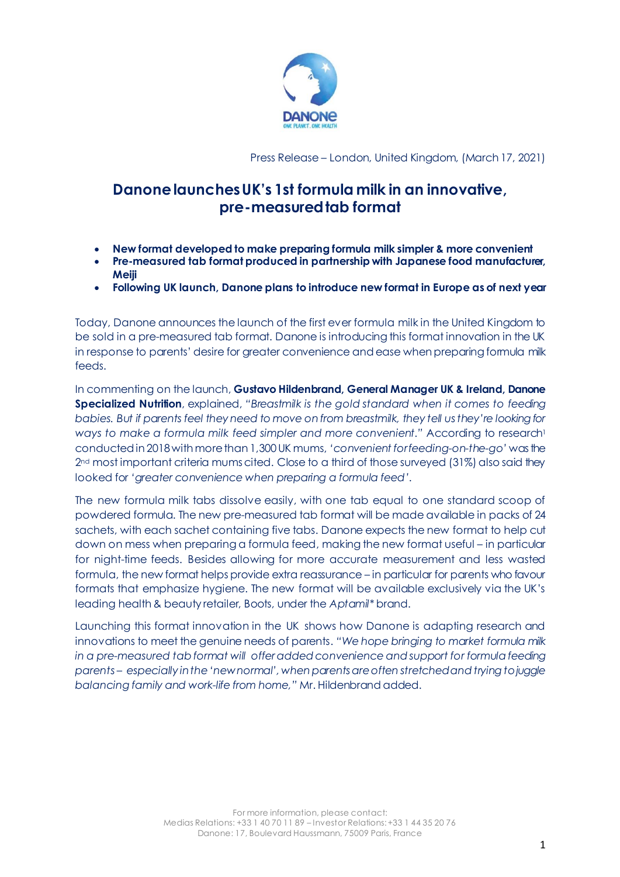Press Release – London, United Kingdom, (March 17, 2021)

# Danone launches UK's 1st formula milk in an innovative, pre-measured tab format

- **New format developed to make preparing formula milk simpler & more convenient**
- **Pre-measured tab format produced in partnership with Japanese food manufacturer, Meiji**
- **Following UK launch, Danone plans to introduce new format in Europe as of next year**

Today, Danone announces the launch of the first ever formula milk in the United Kingdom to be sold in a pre-measured tab format. Danone is introducing this format innovation in the UK in response to parents' desire for greater convenience and ease when preparing formula milk feeds.

In commenting on the launch, **Gustavo Hildenbrand, General Manager UK & Ireland, Danone Specialized Nutrition**, explained, "*Breastmilk is the gold standard when it comes to feeding babies. But if parents feel they need to move on from breastmilk, they tell us they're looking for ways to make a formula milk feed simpler and more convenient*." According to research[1] conducted in 2018 with more than 1,300 UK mums, '*convenient for feeding-on-the-go*' was the 2nd most important criteria mums cited. Close to a third of those surveyed (31%) also said they looked for '*greater convenience when preparing a formula feed*'.

The new formula milk tabs dissolve easily, with one tab equal to one standard scoop of powdered formula. The new pre-measured tab format will be made available in packs of 24 sachets, with each sachet containing five tabs. Danone expects the new format to help cut down on mess when preparing a formula feed, making the new format useful – in particular for night-time feeds. Besides allowing for more accurate measurement and less wasted formula, the new format helps provide extra reassurance – in particular for parents who favour formats that emphasize hygiene. The new format will be available exclusively via the UK's leading health & beauty retailer, Boots, under the *Aptamil** brand.

Launching this format innovation in the UK shows how Danone is adapting research and innovations to meet the genuine needs of parents. "*We hope bringing to market formula milk in a pre-measured tab format will offer added convenience and support for formula feeding parents – especially in the 'new normal', when parents are often stretched and trying to juggle balancing family and work-life from home,*" Mr. Hildenbrand added.

For more information, please contact:
Medias Relations: +33 1 40 70 11 89 – Investor Relations: +33 1 44 35 20 76
Danone: 17, Boulevard Haussmann, 75009 Paris, France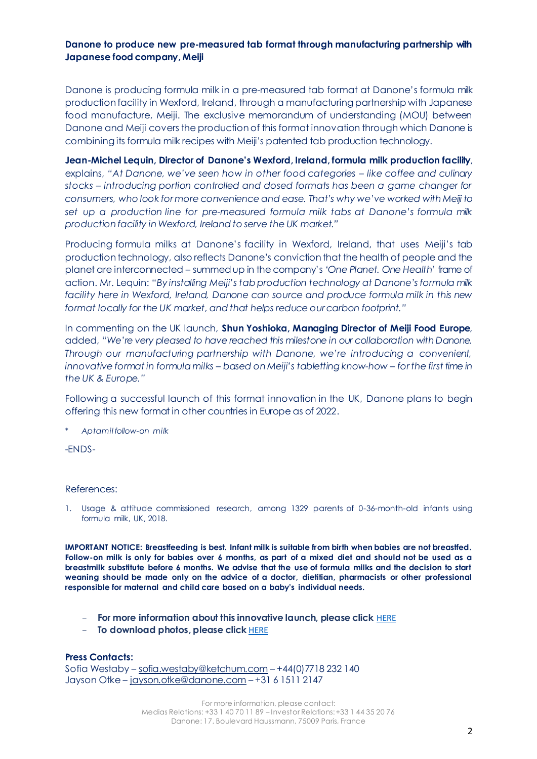**Danone to produce new pre-measured tab format through manufacturing partnership with Japanese food company, Meiji**

Danone is producing formula milk in a pre-measured tab format at Danone's formula milk production facility in Wexford, Ireland, through a manufacturing partnership with Japanese food manufacture, Meiji. The exclusive memorandum of understanding (MOU) between Danone and Meiji covers the production of this format innovation through which Danone is combining its formula milk recipes with Meiji's patented tab production technology.

**Jean-Michel Lequin, Director of Danone's Wexford, Ireland, formula milk production facility**, explains, *"At Danone, we've seen how in other food categories – like coffee and culinary stocks – introducing portion controlled and dosed formats has been a game changer for consumers, who look for more convenience and ease. That's why we've worked with Meiji to set up a production line for pre-measured formula milk tabs at Danone's formula milk production facility in Wexford, Ireland to serve the UK market."*

Producing formula milks at Danone's facility in Wexford, Ireland, that uses Meiji's tab production technology, also reflects Danone's conviction that the health of people and the planet are interconnected – summed up in the company's *'One Planet. One Health'* frame of action. Mr. Lequin: *"By installing Meiji's tab production technology at Danone's formula milk facility here in Wexford, Ireland, Danone can source and produce formula milk in this new format locally for the UK market, and that helps reduce our carbon footprint."*

In commenting on the UK launch, **Shun Yoshioka, Managing Director of Meiji Food Europe**, added, *"We're very pleased to have reached this milestone in our collaboration with Danone. Through our manufacturing partnership with Danone, we're introducing a convenient, innovative format in formula milks – based on Meiji's tabletting know-how – for the first time in the UK & Europe."*

Following a successful launch of this format innovation in the UK, Danone plans to begin offering this new format in other countries in Europe as of 2022.

\* *Aptamil follow-on milk*

-ENDS-

References:

1. Usage & attitude commissioned research, among 1329 parents of 0-36-month-old infants using formula milk, UK, 2018.

**IMPORTANT NOTICE: Breastfeeding is best. Infant milk is suitable from birth when babies are not breastfed. Follow-on milk is only for babies over 6 months, as part of a mixed diet and should not be used as a breastmilk substitute before 6 months. We advise that the use of formula milks and the decision to start weaning should be made only on the advice of a doctor, dietitian, pharmacists or other professional responsible for maternal and child care based on a baby's individual needs.**

- **For more information about this innovative launch, please click** HERE
- **To download photos, please click** HERE

**Press Contacts:**

Sofia Westaby – sofia.westaby@ketchum.com – +44(0)7718 232 140
Jayson Otke – jayson.otke@danone.com – +31 6 1511 2147

For more information, please contact:
Medias Relations: +33 1 40 70 11 89 – Investor Relations: +33 1 44 35 20 76
Danone: 17, Boulevard Haussmann, 75009 Paris, France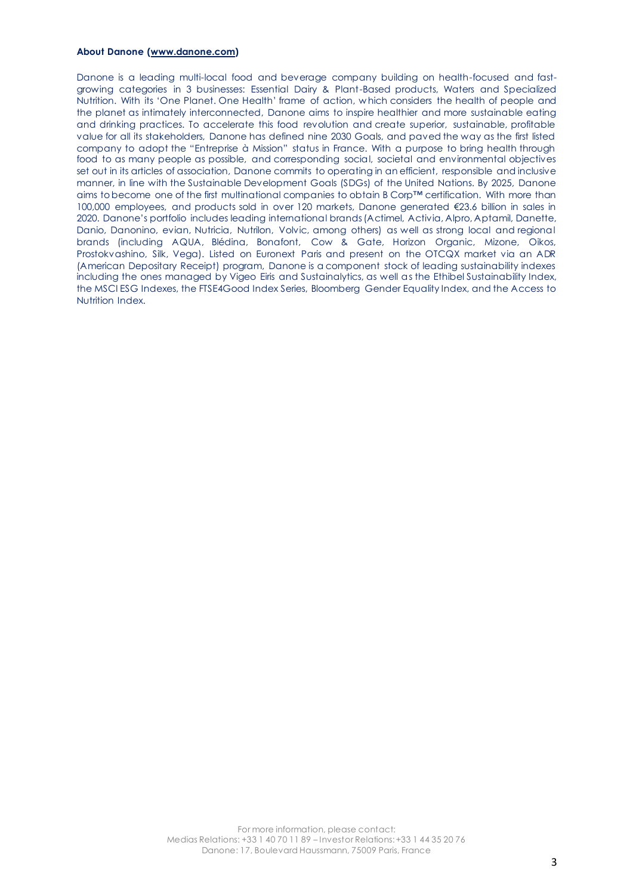**About Danone ([www.danone.com](www.danone.com))**

Danone is a leading multi-local food and beverage company building on health-focused and fast-growing categories in 3 businesses: Essential Dairy & Plant-Based products, Waters and Specialized Nutrition. With its 'One Planet. One Health' frame of action, which considers the health of people and the planet as intimately interconnected, Danone aims to inspire healthier and more sustainable eating and drinking practices. To accelerate this food revolution and create superior, sustainable, profitable value for all its stakeholders, Danone has defined nine 2030 Goals, and paved the way as the first listed company to adopt the "Entreprise à Mission" status in France. With a purpose to bring health through food to as many people as possible, and corresponding social, societal and environmental objectives set out in its articles of association, Danone commits to operating in an efficient, responsible and inclusive manner, in line with the Sustainable Development Goals (SDGs) of the United Nations. By 2025, Danone aims to become one of the first multinational companies to obtain B Corp™ certification. With more than 100,000 employees, and products sold in over 120 markets, Danone generated €23.6 billion in sales in 2020. Danone's portfolio includes leading international brands (Actimel, Activia, Alpro, Aptamil, Danette, Danio, Danonino, evian, Nutricia, Nutrilon, Volvic, among others) as well as strong local and regional brands (including AQUA, Blédina, Bonafont, Cow & Gate, Horizon Organic, Mizone, Oikos, Prostokvashino, Silk, Vega). Listed on Euronext Paris and present on the OTCQX market via an ADR (American Depositary Receipt) program, Danone is a component stock of leading sustainability indexes including the ones managed by Vigeo Eiris and Sustainalytics, as well as the Ethibel Sustainability Index, the MSCI ESG Indexes, the FTSE4Good Index Series, Bloomberg Gender Equality Index, and the Access to Nutrition Index.

For more information, please contact:
Medias Relations: +33 1 40 70 11 89 – Investor Relations: +33 1 44 35 20 76
Danone: 17, Boulevard Haussmann, 75009 Paris, France